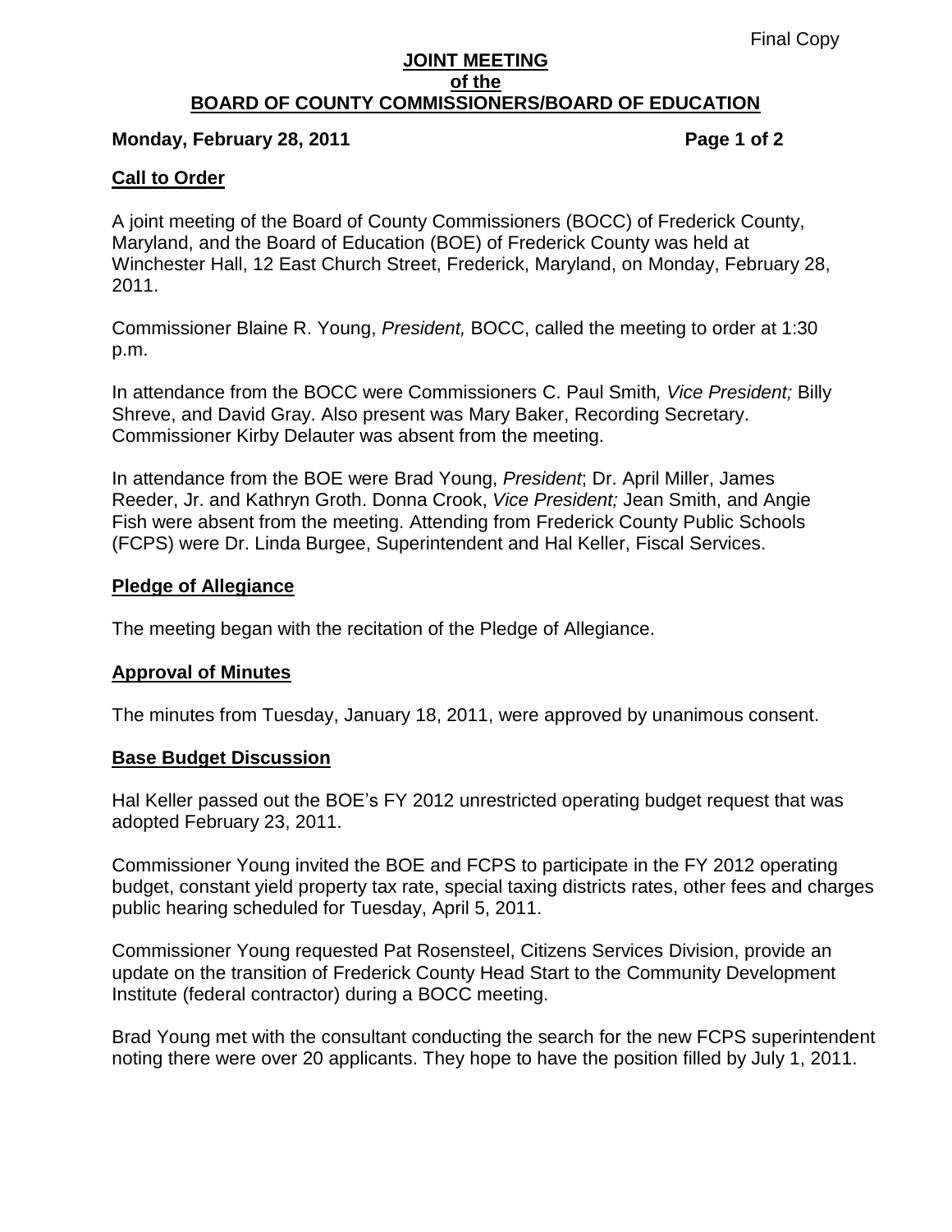Final Copy

**JOINT MEETING**
**of the**
**BOARD OF COUNTY COMMISSIONERS/BOARD OF EDUCATION**

**Monday, February 28, 2011**

## Call to Order

A joint meeting of the Board of County Commissioners (BOCC) of Frederick County, Maryland, and the Board of Education (BOE) of Frederick County was held at Winchester Hall, 12 East Church Street, Frederick, Maryland, on Monday, February 28, 2011.

Commissioner Blaine R. Young, *President,* BOCC, called the meeting to order at 1:30 p.m.

In attendance from the BOCC were Commissioners C. Paul Smith*, Vice President;* Billy Shreve, and David Gray. Also present was Mary Baker, Recording Secretary. Commissioner Kirby Delauter was absent from the meeting.

In attendance from the BOE were Brad Young, *President*; Dr. April Miller, James Reeder, Jr. and Kathryn Groth. Donna Crook, *Vice President;* Jean Smith, and Angie Fish were absent from the meeting. Attending from Frederick County Public Schools (FCPS) were Dr. Linda Burgee, Superintendent and Hal Keller, Fiscal Services.

## Pledge of Allegiance

The meeting began with the recitation of the Pledge of Allegiance.

## Approval of Minutes

The minutes from Tuesday, January 18, 2011, were approved by unanimous consent.

## Base Budget Discussion

Hal Keller passed out the BOE's FY 2012 unrestricted operating budget request that was adopted February 23, 2011.

Commissioner Young invited the BOE and FCPS to participate in the FY 2012 operating budget, constant yield property tax rate, special taxing districts rates, other fees and charges public hearing scheduled for Tuesday, April 5, 2011.

Commissioner Young requested Pat Rosensteel, Citizens Services Division, provide an update on the transition of Frederick County Head Start to the Community Development Institute (federal contractor) during a BOCC meeting.

Brad Young met with the consultant conducting the search for the new FCPS superintendent noting there were over 20 applicants. They hope to have the position filled by July 1, 2011.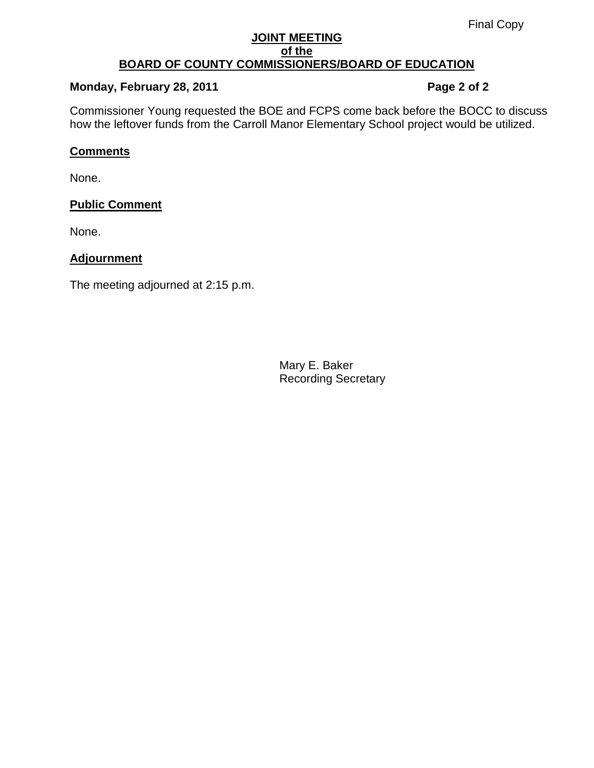Commissioner Young requested the BOE and FCPS come back before the BOCC to discuss how the leftover funds from the Carroll Manor Elementary School project would be utilized.

## Comments

None.

## Public Comment

None.

## Adjournment

The meeting adjourned at 2:15 p.m.

Mary E. Baker
Recording Secretary